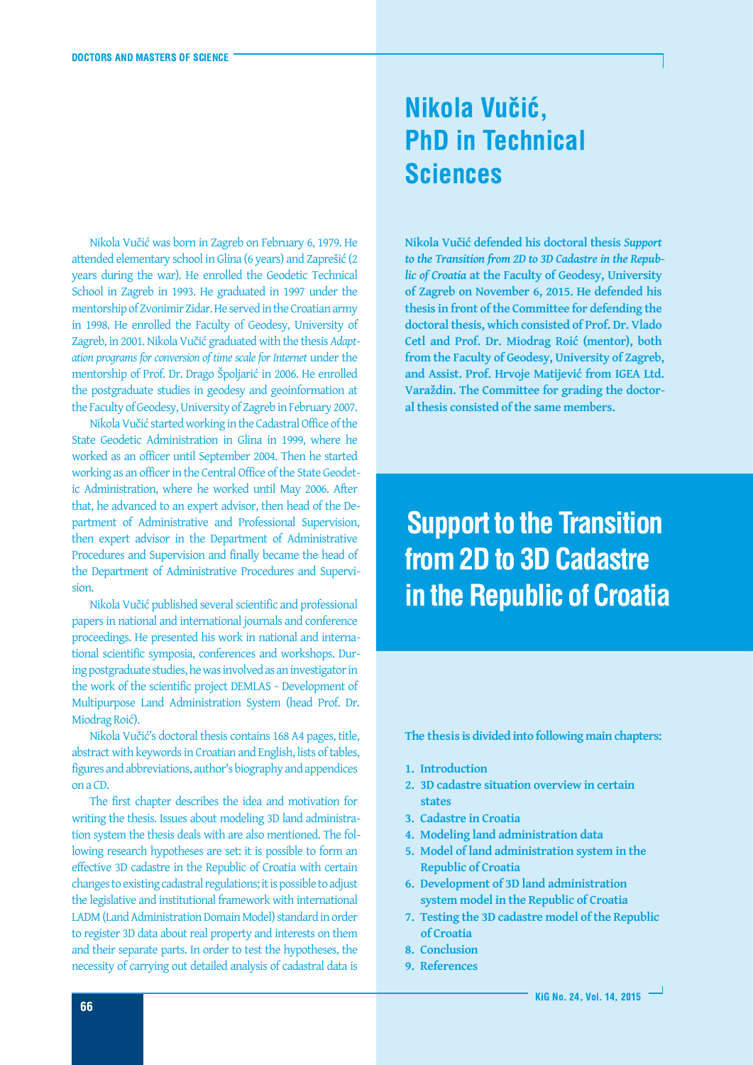# Nikola Vučić, PhD in Technical Sciences

**Nikola Vučić defended his doctoral thesis *Support to the Transition from 2D to 3D Cadastre in the Republic of Croatia* at the Faculty of Geodesy, University of Zagreb on November 6, 2015. He defended his thesis in front of the Committee for defending the doctoral thesis, which consisted of Prof. Dr. Vlado Cetl and Prof. Dr. Miodrag Roić (mentor), both from the Faculty of Geodesy, University of Zagreb, and Assist. Prof. Hrvoje Matijević from IGEA Ltd. Varaždin. The Committee for grading the doctoral thesis consisted of the same members.**

## Support to the Transition from 2D to 3D Cadastre in the Republic of Croatia

Nikola Vučić was born in Zagreb on February 6, 1979. He attended elementary school in Glina (6 years) and Zaprešić (2 years during the war). He enrolled the Geodetic Technical School in Zagreb in 1993. He graduated in 1997 under the mentorship of Zvonimir Zidar. He served in the Croatian army in 1998. He enrolled the Faculty of Geodesy, University of Zagreb, in 2001. Nikola Vučić graduated with the thesis *Adaptation programs for conversion of time scale for Internet* under the mentorship of Prof. Dr. Drago Špoljarić in 2006. He enrolled the postgraduate studies in geodesy and geoinformation at the Faculty of Geodesy, University of Zagreb in February 2007.

Nikola Vučić started working in the Cadastral Office of the State Geodetic Administration in Glina in 1999, where he worked as an officer until September 2004. Then he started working as an officer in the Central Office of the State Geodetic Administration, where he worked until May 2006. After that, he advanced to an expert advisor, then head of the Department of Administrative and Professional Supervision, then expert advisor in the Department of Administrative Procedures and Supervision and finally became the head of the Department of Administrative Procedures and Supervision.

Nikola Vučić published several scientific and professional papers in national and international journals and conference proceedings. He presented his work in national and international scientific symposia, conferences and workshops. During postgraduate studies, he was involved as an investigator in the work of the scientific project DEMLAS – Development of Multipurpose Land Administration System (head Prof. Dr. Miodrag Roić).

Nikola Vučić's doctoral thesis contains 168 A4 pages, title, abstract with keywords in Croatian and English, lists of tables, figures and abbreviations, author's biography and appendices on a CD.

**The thesis is divided into following main chapters:**

1. **Introduction**
2. **3D cadastre situation overview in certain states**
3. **Cadastre in Croatia**
4. **Modeling land administration data**
5. **Model of land administration system in the Republic of Croatia**
6. **Development of 3D land administration system model in the Republic of Croatia**
7. **Testing the 3D cadastre model of the Republic of Croatia**
8. **Conclusion**
9. **References**

The first chapter describes the idea and motivation for writing the thesis. Issues about modeling 3D land administration system the thesis deals with are also mentioned. The following research hypotheses are set: it is possible to form an effective 3D cadastre in the Republic of Croatia with certain changes to existing cadastral regulations; it is possible to adjust the legislative and institutional framework with international LADM (Land Administration Domain Model) standard in order to register 3D data about real property and interests on them and their separate parts. In order to test the hypotheses, the necessity of carrying out detailed analysis of cadastral data is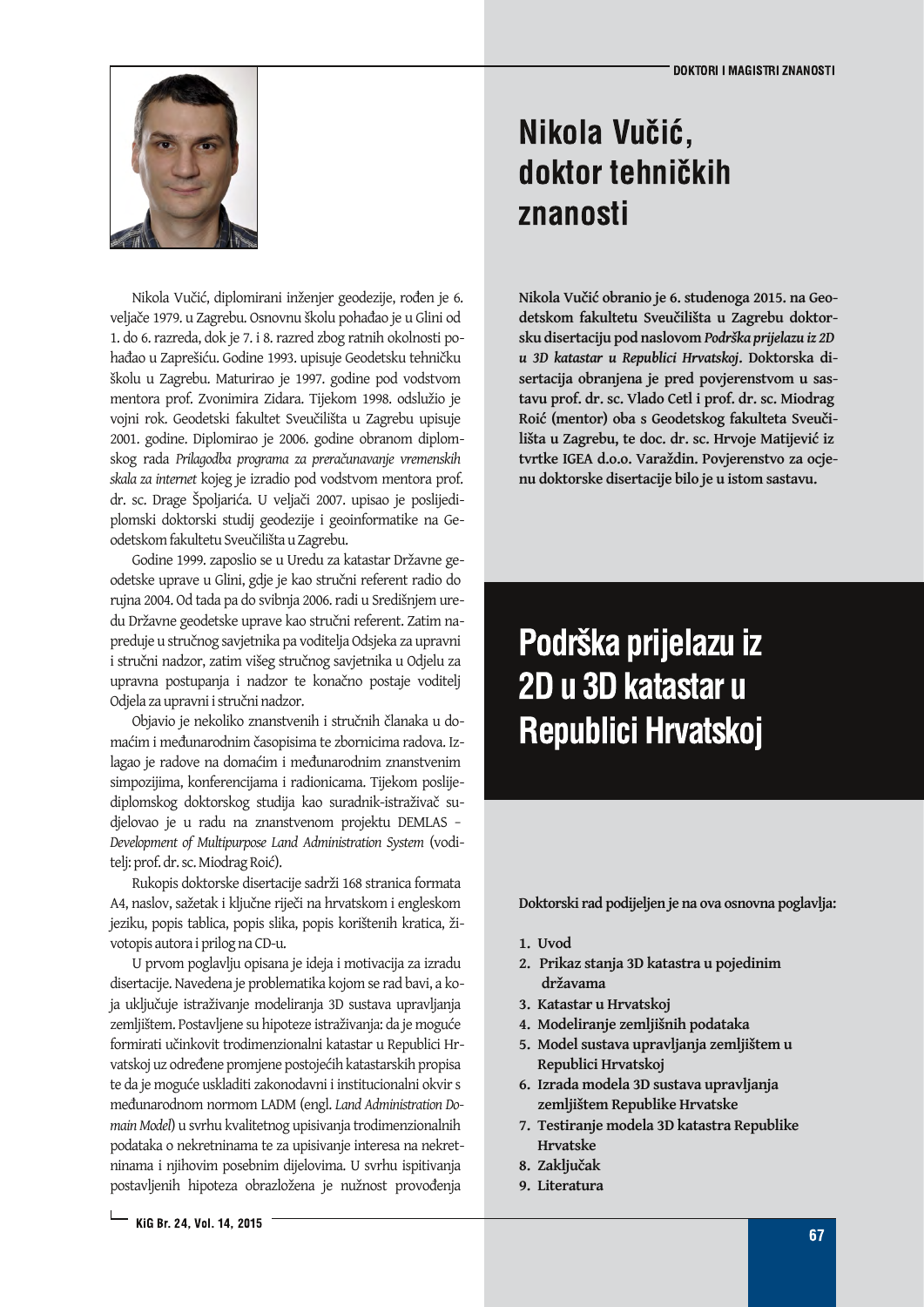# Nikola Vučić, doktor tehničkih znanosti

**Nikola Vučić obranio je 6. studenoga 2015. na Geodetskom fakultetu Sveučilišta u Zagrebu doktorsku disertaciju pod naslovom *Podrška prijelazu iz 2D u 3D katastar u Republici Hrvatskoj*. Doktorska disertacija obranjena je pred povjerenstvom u sastavu prof. dr. sc. Vlado Cetl i prof. dr. sc. Miodrag Roić (mentor) oba s Geodetskog fakulteta Sveučilišta u Zagrebu, te doc. dr. sc. Hrvoje Matijević iz tvrtke IGEA d.o.o. Varaždin. Povjerenstvo za ocjenu doktorske disertacije bilo je u istom sastavu.**

Nikola Vučić, diplomirani inženjer geodezije, rođen je 6. veljače 1979. u Zagrebu. Osnovnu školu pohađao je u Glini od 1. do 6. razreda, dok je 7. i 8. razred zbog ratnih okolnosti pohađao u Zaprešiću. Godine 1993. upisuje Geodetsku tehničku školu u Zagrebu. Maturirao je 1997. godine pod vodstvom mentora prof. Zvonimira Zidara. Tijekom 1998. odslužio je vojni rok. Geodetski fakultet Sveučilišta u Zagrebu upisuje 2001. godine. Diplomirao je 2006. godine obranom diplomskog rada *Prilagodba programa za preračunavanje vremenskih skala za internet* kojeg je izradio pod vodstvom mentora prof. dr. sc. Drage Špoljarića. U veljači 2007. upisao je poslijediplomski doktorski studij geodezije i geoinformatike na Geodetskom fakultetu Sveučilišta u Zagrebu.

Godine 1999. zaposlio se u Uredu za katastar Državne geodetske uprave u Glini, gdje je kao stručni referent radio do rujna 2004. Od tada pa do svibnja 2006. radi u Središnjem uredu Državne geodetske uprave kao stručni referent. Zatim napreduje u stručnog savjetnika pa voditelja Odsjeka za upravni i stručni nadzor, zatim višeg stručnog savjetnika u Odjelu za upravna postupanja i nadzor te konačno postaje voditelj Odjela za upravni i stručni nadzor.

Objavio je nekoliko znanstvenih i stručnih članaka u domaćim i međunarodnim časopisima te zbornicima radova. Izlagao je radove na domaćim i međunarodnim znanstvenim simpozijima, konferencijama i radionicama. Tijekom poslijediplomskog doktorskog studija kao suradnik-istraživač sudjelovao je u radu na znanstvenom projektu DEMLAS – *Development of Multipurpose Land Administration System* (voditelj: prof. dr. sc. Miodrag Roić).

Rukopis doktorske disertacije sadrži 168 stranica formata A4, naslov, sažetak i ključne riječi na hrvatskom i engleskom jeziku, popis tablica, popis slika, popis korištenih kratica, životopis autora i prilog na CD-u.

U prvom poglavlju opisana je ideja i motivacija za izradu disertacije. Navedena je problematika kojom se rad bavi, a koja uključuje istraživanje modeliranja 3D sustava upravljanja zemljištem. Postavljene su hipoteze istraživanja: da je moguće formirati učinkovit trodimenzionalni katastar u Republici Hrvatskoj uz određene promjene postojećih katastarskih propisa te da je moguće uskladiti zakonodavni i institucionalni okvir s međunarodnom normom LADM (engl. *Land Administration Domain Model*) u svrhu kvalitetnog upisivanja trodimenzionalnih podataka o nekretninama te za upisivanje interesa na nekretninama i njihovim posebnim dijelovima. U svrhu ispitivanja postavljenih hipoteza obrazložena je nužnost provođenja

## Podrška prijelazu iz 2D u 3D katastar u Republici Hrvatskoj

**Doktorski rad podijeljen je na ova osnovna poglavlja:**

1. **Uvod**
2. **Prikaz stanja 3D katastra u pojedinim državama**
3. **Katastar u Hrvatskoj**
4. **Modeliranje zemljišnih podataka**
5. **Model sustava upravljanja zemljištem u Republici Hrvatskoj**
6. **Izrada modela 3D sustava upravljanja zemljištem Republike Hrvatske**
7. **Testiranje modela 3D katastra Republike Hrvatske**
8. **Zaključak**
9. **Literatura**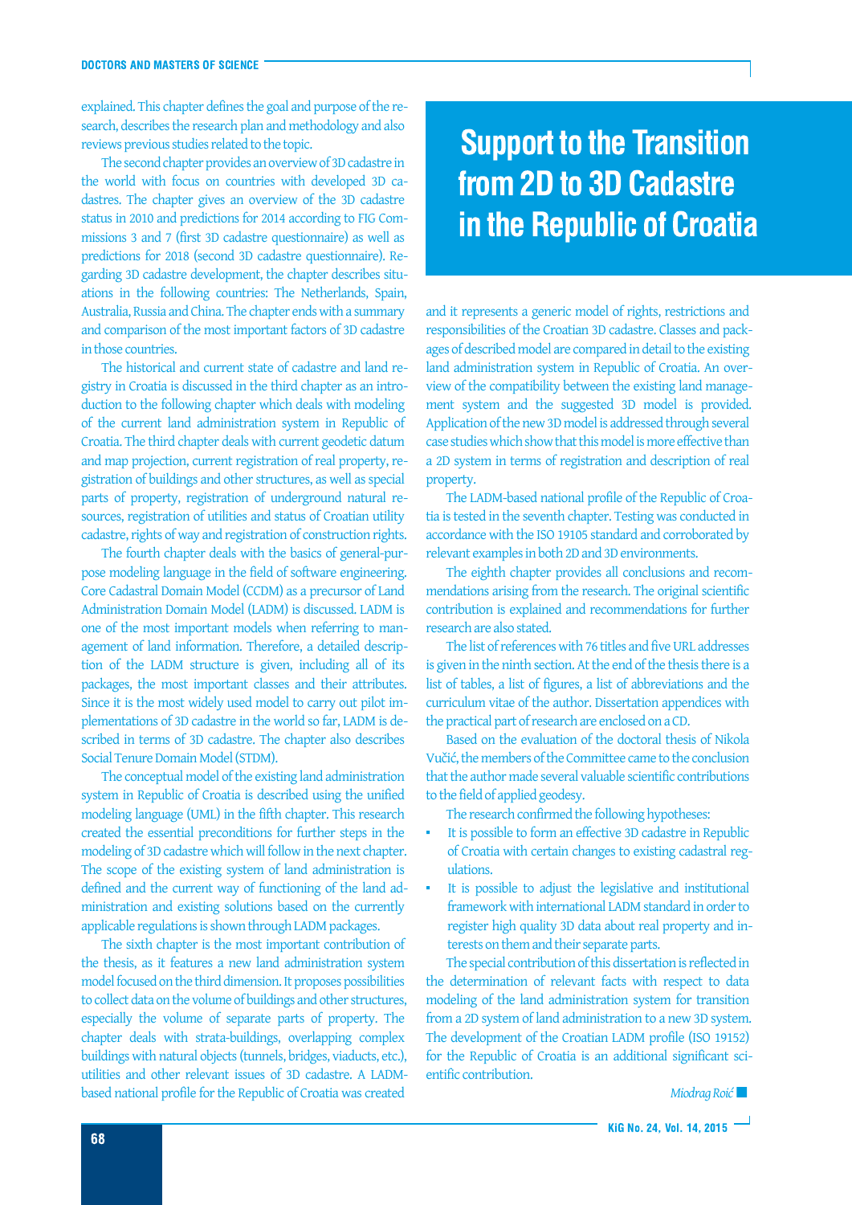explained. This chapter defines the goal and purpose of the research, describes the research plan and methodology and also reviews previous studies related to the topic.

The second chapter provides an overview of 3D cadastre in the world with focus on countries with developed 3D cadastres. The chapter gives an overview of the 3D cadastre status in 2010 and predictions for 2014 according to FIG Commissions 3 and 7 (first 3D cadastre questionnaire) as well as predictions for 2018 (second 3D cadastre questionnaire). Regarding 3D cadastre development, the chapter describes situations in the following countries: The Netherlands, Spain, Australia, Russia and China. The chapter ends with a summary and comparison of the most important factors of 3D cadastre in those countries.

The historical and current state of cadastre and land registry in Croatia is discussed in the third chapter as an introduction to the following chapter which deals with modeling of the current land administration system in Republic of Croatia. The third chapter deals with current geodetic datum and map projection, current registration of real property, registration of buildings and other structures, as well as special parts of property, registration of underground natural resources, registration of utilities and status of Croatian utility cadastre, rights of way and registration of construction rights.

The fourth chapter deals with the basics of general-purpose modeling language in the field of software engineering. Core Cadastral Domain Model (CCDM) as a precursor of Land Administration Domain Model (LADM) is discussed. LADM is one of the most important models when referring to management of land information. Therefore, a detailed description of the LADM structure is given, including all of its packages, the most important classes and their attributes. Since it is the most widely used model to carry out pilot implementations of 3D cadastre in the world so far, LADM is described in terms of 3D cadastre. The chapter also describes Social Tenure Domain Model (STDM).

The conceptual model of the existing land administration system in Republic of Croatia is described using the unified modeling language (UML) in the fifth chapter. This research created the essential preconditions for further steps in the modeling of 3D cadastre which will follow in the next chapter. The scope of the existing system of land administration is defined and the current way of functioning of the land administration and existing solutions based on the currently applicable regulations is shown through LADM packages.

The sixth chapter is the most important contribution of the thesis, as it features a new land administration system model focused on the third dimension. It proposes possibilities to collect data on the volume of buildings and other structures, especially the volume of separate parts of property. The chapter deals with strata-buildings, overlapping complex buildings with natural objects (tunnels, bridges, viaducts, etc.), utilities and other relevant issues of 3D cadastre. A LADM-based national profile for the Republic of Croatia was created

# Support to the Transition from 2D to 3D Cadastre in the Republic of Croatia

and it represents a generic model of rights, restrictions and responsibilities of the Croatian 3D cadastre. Classes and packages of described model are compared in detail to the existing land administration system in Republic of Croatia. An overview of the compatibility between the existing land management system and the suggested 3D model is provided. Application of the new 3D model is addressed through several case studies which show that this model is more effective than a 2D system in terms of registration and description of real property.

The LADM-based national profile of the Republic of Croatia is tested in the seventh chapter. Testing was conducted in accordance with the ISO 19105 standard and corroborated by relevant examples in both 2D and 3D environments.

The eighth chapter provides all conclusions and recommendations arising from the research. The original scientific contribution is explained and recommendations for further research are also stated.

The list of references with 76 titles and five URL addresses is given in the ninth section. At the end of the thesis there is a list of tables, a list of figures, a list of abbreviations and the curriculum vitae of the author. Dissertation appendices with the practical part of research are enclosed on a CD.

Based on the evaluation of the doctoral thesis of Nikola Vučić, the members of the Committee came to the conclusion that the author made several valuable scientific contributions to the field of applied geodesy.

The research confirmed the following hypotheses:

- It is possible to form an effective 3D cadastre in Republic of Croatia with certain changes to existing cadastral regulations.
- It is possible to adjust the legislative and institutional framework with international LADM standard in order to register high quality 3D data about real property and interests on them and their separate parts.

The special contribution of this dissertation is reflected in the determination of relevant facts with respect to data modeling of the land administration system for transition from a 2D system of land administration to a new 3D system. The development of the Croatian LADM profile (ISO 19152) for the Republic of Croatia is an additional significant scientific contribution.

*Miodrag Roić*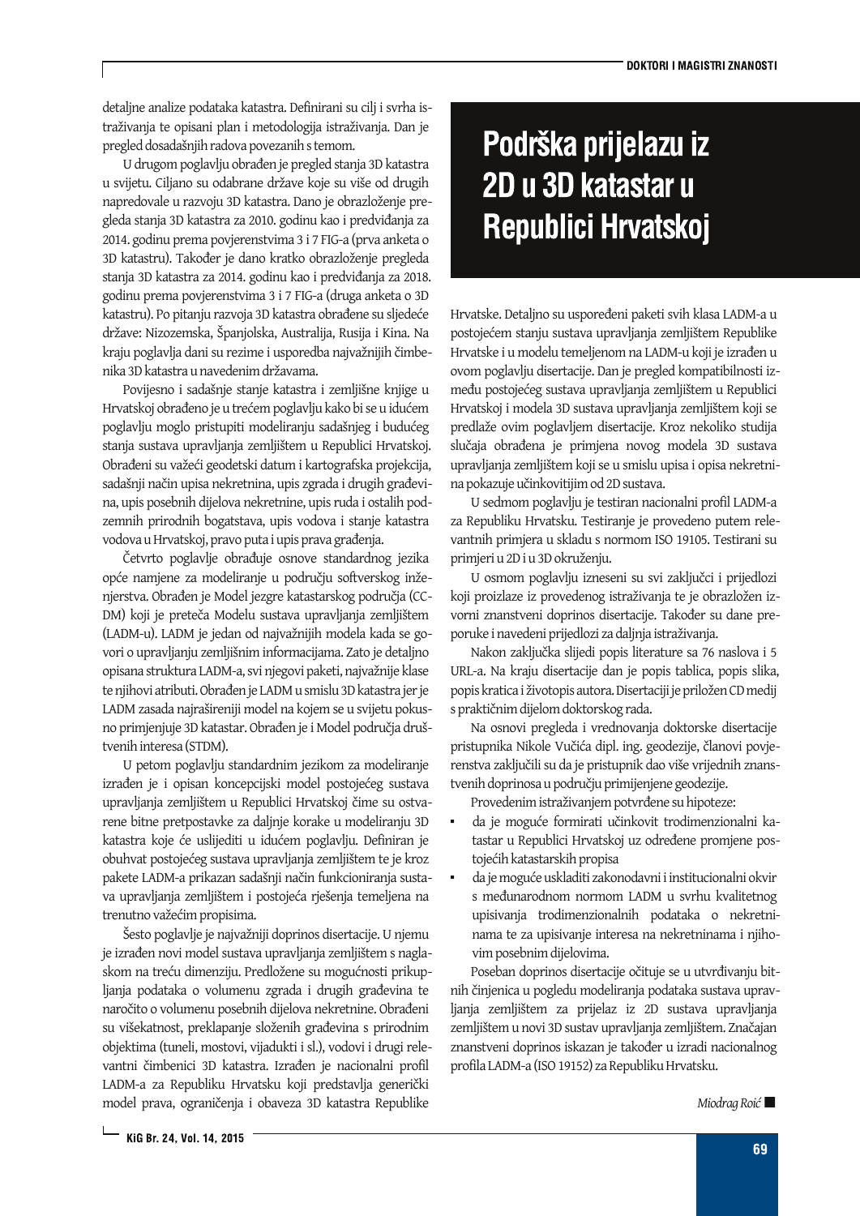detaljne analize podataka katastra. Definirani su cilj i svrha istraživanja te opisani plan i metodologija istraživanja. Dan je pregled dosadašnjih radova povezanih s temom.

U drugom poglavlju obrađen je pregled stanja 3D katastra u svijetu. Ciljano su odabrane države koje su više od drugih napredovale u razvoju 3D katastra. Dano je obrazloženje pregleda stanja 3D katastra za 2010. godinu kao i predviđanja za 2014. godinu prema povjerenstvima 3 i 7 FIG-a (prva anketa o 3D katastru). Također je dano kratko obrazloženje pregleda stanja 3D katastra za 2014. godinu kao i predviđanja za 2018. godinu prema povjerenstvima 3 i 7 FIG-a (druga anketa o 3D katastru). Po pitanju razvoja 3D katastra obrađene su sljedeće države: Nizozemska, Španjolska, Australija, Rusija i Kina. Na kraju poglavlja dani su rezime i usporedba najvažnijih čimbenika 3D katastra u navedenim državama.

Povijesno i sadašnje stanje katastra i zemljišne knjige u Hrvatskoj obrađeno je u trećem poglavlju kako bi se u idućem poglavlju moglo pristupiti modeliranju sadašnjeg i budućeg stanja sustava upravljanja zemljištem u Republici Hrvatskoj. Obrađeni su važeći geodetski datum i kartografska projekcija, sadašnji način upisa nekretnina, upis zgrada i drugih građevina, upis posebnih dijelova nekretnine, upis ruda i ostalih podzemnih prirodnih bogatstava, upis vodova i stanje katastra vodova u Hrvatskoj, pravo puta i upis prava građenja.

Četvrto poglavlje obrađuje osnove standardnog jezika opće namjene za modeliranje u području softverskog inženjerstva. Obrađen je Model jezgre katastarskog područja (CCDM) koji je preteča Modelu sustava upravljanja zemljištem (LADM-u). LADM je jedan od najvažnijih modela kada se govori o upravljanju zemljišnim informacijama. Zato je detaljno opisana struktura LADM-a, svi njegovi paketi, najvažnije klase te njihovi atributi. Obrađen je LADM u smislu 3D katastra jer je LADM zasada najrašireniji model na kojem se u svijetu pokusno primjenjuje 3D katastar. Obrađen je i Model područja društvenih interesa (STDM).

U petom poglavlju standardnim jezikom za modeliranje izrađen je i opisan koncepcijski model postojećeg sustava upravljanja zemljištem u Republici Hrvatskoj čime su ostvarene bitne pretpostavke za daljnje korake u modeliranju 3D katastra koje će uslijediti u idućem poglavlju. Definiran je obuhvat postojećeg sustava upravljanja zemljištem te je kroz pakete LADM-a prikazan sadašnji način funkcioniranja sustava upravljanja zemljištem i postojeća rješenja temeljena na trenutno važećim propisima.

Šesto poglavlje je najvažniji doprinos disertacije. U njemu je izrađen novi model sustava upravljanja zemljištem s naglaskom na treću dimenziju. Predložene su mogućnosti prikupljanja podataka o volumenu zgrada i drugih građevina te naročito o volumenu posebnih dijelova nekretnine. Obrađeni su višekatnost, preklapanje složenih građevina s prirodnim objektima (tuneli, mostovi, vijadukti i sl.), vodovi i drugi relevantni čimbenici 3D katastra. Izrađen je nacionalni profil LADM-a za Republiku Hrvatsku koji predstavlja generički model prava, ograničenja i obaveza 3D katastra Republike Hrvatske. Detaljno su uspoređeni paketi svih klasa LADM-a u postojećem stanju sustava upravljanja zemljištem Republike Hrvatske i u modelu temeljenom na LADM-u koji je izrađen u ovom poglavlju disertacije. Dan je pregled kompatibilnosti između postojećeg sustava upravljanja zemljištem u Republici Hrvatskoj i modela 3D sustava upravljanja zemljištem koji se predlaže ovim poglavljem disertacije. Kroz nekoliko studija slučaja obrađena je primjena novog modela 3D sustava upravljanja zemljištem koji se u smislu upisa i opisa nekretnina pokazuje učinkovitijim od 2D sustava.

U sedmom poglavlju je testiran nacionalni profil LADM-a za Republiku Hrvatsku. Testiranje je provedeno putem relevantnih primjera u skladu s normom ISO 19105. Testirani su primjeri u 2D i u 3D okruženju.

U osmom poglavlju izneseni su svi zaključci i prijedlozi koji proizlaze iz provedenog istraživanja te je obrazložen izvorni znanstveni doprinos disertacije. Također su dane preporuke i navedeni prijedlozi za daljnja istraživanja.

Nakon zaključka slijedi popis literature sa 76 naslova i 5 URL-a. Na kraju disertacije dan je popis tablica, popis slika, popis kratica i životopis autora. Disertaciji je priložen CD medij s praktičnim dijelom doktorskog rada.

Na osnovi pregleda i vrednovanja doktorske disertacije pristupnika Nikole Vučića dipl. ing. geodezije, članovi povjerenstva zaključili su da je pristupnik dao više vrijednih znanstvenih doprinosa u području primijenjene geodezije.

Provedenim istraživanjem potvrđene su hipoteze:

- da je moguće formirati učinkovit trodimenzionalni katastar u Republici Hrvatskoj uz određene promjene postojećih katastarskih propisa
- da je moguće uskladiti zakonodavni i institucionalni okvir s međunarodnom normom LADM u svrhu kvalitetnog upisivanja trodimenzionalnih podataka o nekretninama te za upisivanje interesa na nekretninama i njihovim posebnim dijelovima.

Poseban doprinos disertacije očituje se u utvrđivanju bitnih činjenica u pogledu modeliranja podataka sustava upravljanja zemljištem za prijelaz iz 2D sustava upravljanja zemljištem u novi 3D sustav upravljanja zemljištem. Značajan znanstveni doprinos iskazan je također u izradi nacionalnog profila LADM-a (ISO 19152) za Republiku Hrvatsku.

*Miodrag Roić*